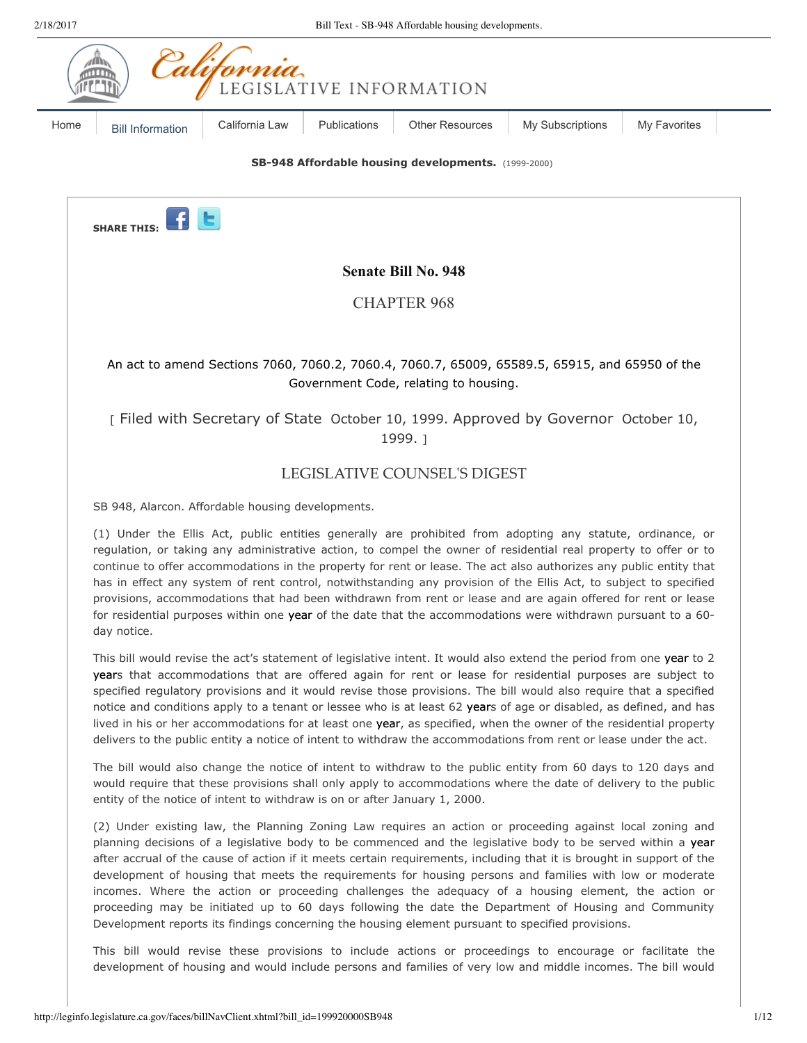**SB-948 Affordable housing developments.** (1999-2000)

SHARE THIS:

# Senate Bill No. 948

## CHAPTER 968

An act to amend Sections 7060, 7060.2, 7060.4, 7060.7, 65009, 65589.5, 65915, and 65950 of the Government Code, relating to housing.

[ Filed with Secretary of State October 10, 1999. Approved by Governor October 10, 1999. ]

## LEGISLATIVE COUNSEL'S DIGEST

SB 948, Alarcon. Affordable housing developments.

(1) Under the Ellis Act, public entities generally are prohibited from adopting any statute, ordinance, or regulation, or taking any administrative action, to compel the owner of residential real property to offer or to continue to offer accommodations in the property for rent or lease. The act also authorizes any public entity that has in effect any system of rent control, notwithstanding any provision of the Ellis Act, to subject to specified provisions, accommodations that had been withdrawn from rent or lease and are again offered for rent or lease for residential purposes within one year of the date that the accommodations were withdrawn pursuant to a 60-day notice.

This bill would revise the act's statement of legislative intent. It would also extend the period from one year to 2 years that accommodations that are offered again for rent or lease for residential purposes are subject to specified regulatory provisions and it would revise those provisions. The bill would also require that a specified notice and conditions apply to a tenant or lessee who is at least 62 years of age or disabled, as defined, and has lived in his or her accommodations for at least one year, as specified, when the owner of the residential property delivers to the public entity a notice of intent to withdraw the accommodations from rent or lease under the act.

The bill would also change the notice of intent to withdraw to the public entity from 60 days to 120 days and would require that these provisions shall only apply to accommodations where the date of delivery to the public entity of the notice of intent to withdraw is on or after January 1, 2000.

(2) Under existing law, the Planning Zoning Law requires an action or proceeding against local zoning and planning decisions of a legislative body to be commenced and the legislative body to be served within a year after accrual of the cause of action if it meets certain requirements, including that it is brought in support of the development of housing that meets the requirements for housing persons and families with low or moderate incomes. Where the action or proceeding challenges the adequacy of a housing element, the action or proceeding may be initiated up to 60 days following the date the Department of Housing and Community Development reports its findings concerning the housing element pursuant to specified provisions.

This bill would revise these provisions to include actions or proceedings to encourage or facilitate the development of housing and would include persons and families of very low and middle incomes. The bill would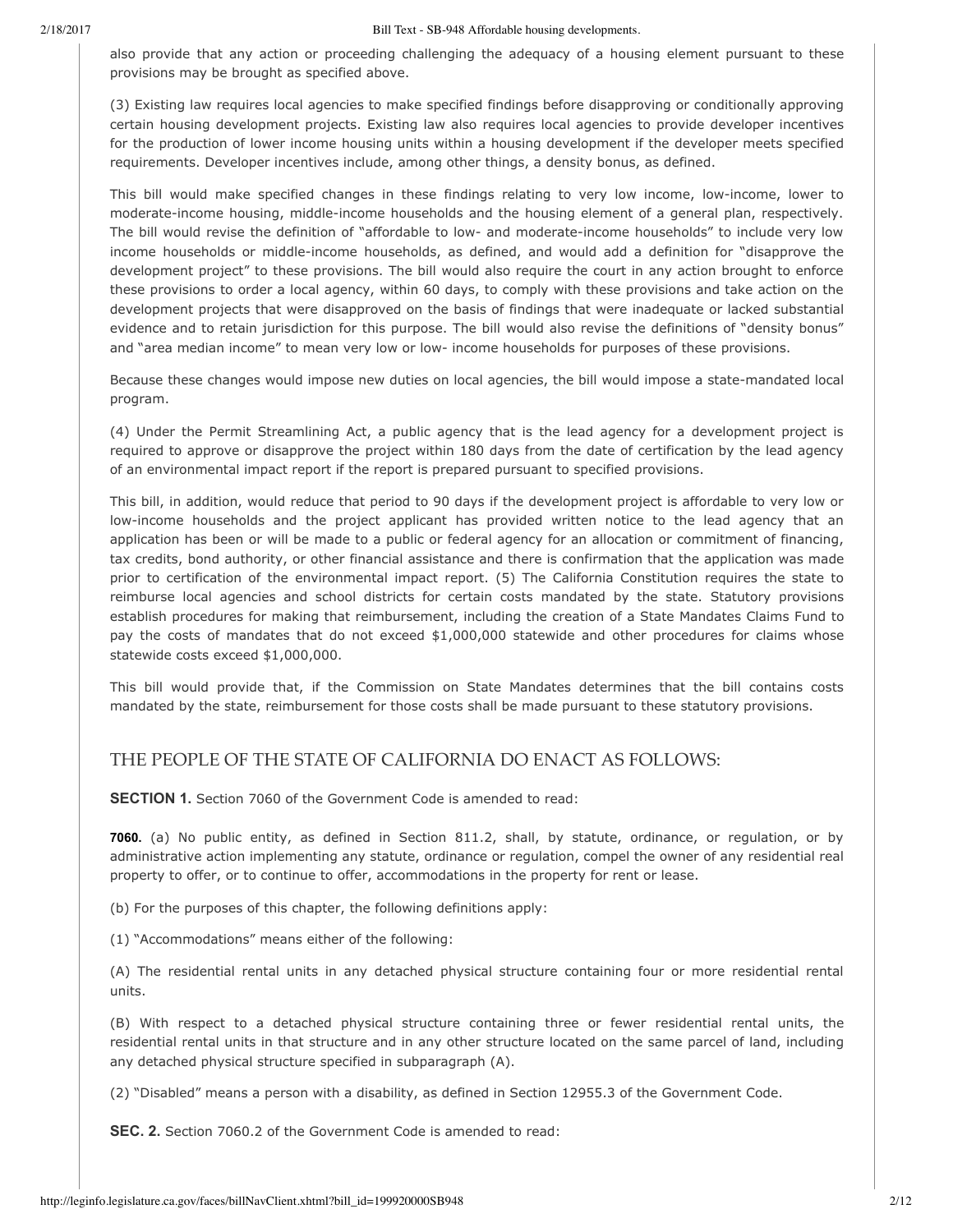also provide that any action or proceeding challenging the adequacy of a housing element pursuant to these provisions may be brought as specified above.

(3) Existing law requires local agencies to make specified findings before disapproving or conditionally approving certain housing development projects. Existing law also requires local agencies to provide developer incentives for the production of lower income housing units within a housing development if the developer meets specified requirements. Developer incentives include, among other things, a density bonus, as defined.

This bill would make specified changes in these findings relating to very low income, low-income, lower to moderate-income housing, middle-income households and the housing element of a general plan, respectively. The bill would revise the definition of "affordable to low- and moderate-income households" to include very low income households or middle-income households, as defined, and would add a definition for "disapprove the development project" to these provisions. The bill would also require the court in any action brought to enforce these provisions to order a local agency, within 60 days, to comply with these provisions and take action on the development projects that were disapproved on the basis of findings that were inadequate or lacked substantial evidence and to retain jurisdiction for this purpose. The bill would also revise the definitions of "density bonus" and "area median income" to mean very low or low- income households for purposes of these provisions.

Because these changes would impose new duties on local agencies, the bill would impose a state-mandated local program.

(4) Under the Permit Streamlining Act, a public agency that is the lead agency for a development project is required to approve or disapprove the project within 180 days from the date of certification by the lead agency of an environmental impact report if the report is prepared pursuant to specified provisions.

This bill, in addition, would reduce that period to 90 days if the development project is affordable to very low or low-income households and the project applicant has provided written notice to the lead agency that an application has been or will be made to a public or federal agency for an allocation or commitment of financing, tax credits, bond authority, or other financial assistance and there is confirmation that the application was made prior to certification of the environmental impact report. (5) The California Constitution requires the state to reimburse local agencies and school districts for certain costs mandated by the state. Statutory provisions establish procedures for making that reimbursement, including the creation of a State Mandates Claims Fund to pay the costs of mandates that do not exceed $1,000,000 statewide and other procedures for claims whose statewide costs exceed $1,000,000.

This bill would provide that, if the Commission on State Mandates determines that the bill contains costs mandated by the state, reimbursement for those costs shall be made pursuant to these statutory provisions.

## THE PEOPLE OF THE STATE OF CALIFORNIA DO ENACT AS FOLLOWS:

**SECTION 1.** Section 7060 of the Government Code is amended to read:

**7060.** (a) No public entity, as defined in Section 811.2, shall, by statute, ordinance, or regulation, or by administrative action implementing any statute, ordinance or regulation, compel the owner of any residential real property to offer, or to continue to offer, accommodations in the property for rent or lease.

(b) For the purposes of this chapter, the following definitions apply:

(1) "Accommodations" means either of the following:

(A) The residential rental units in any detached physical structure containing four or more residential rental units.

(B) With respect to a detached physical structure containing three or fewer residential rental units, the residential rental units in that structure and in any other structure located on the same parcel of land, including any detached physical structure specified in subparagraph (A).

(2) "Disabled" means a person with a disability, as defined in Section 12955.3 of the Government Code.

**SEC. 2.** Section 7060.2 of the Government Code is amended to read: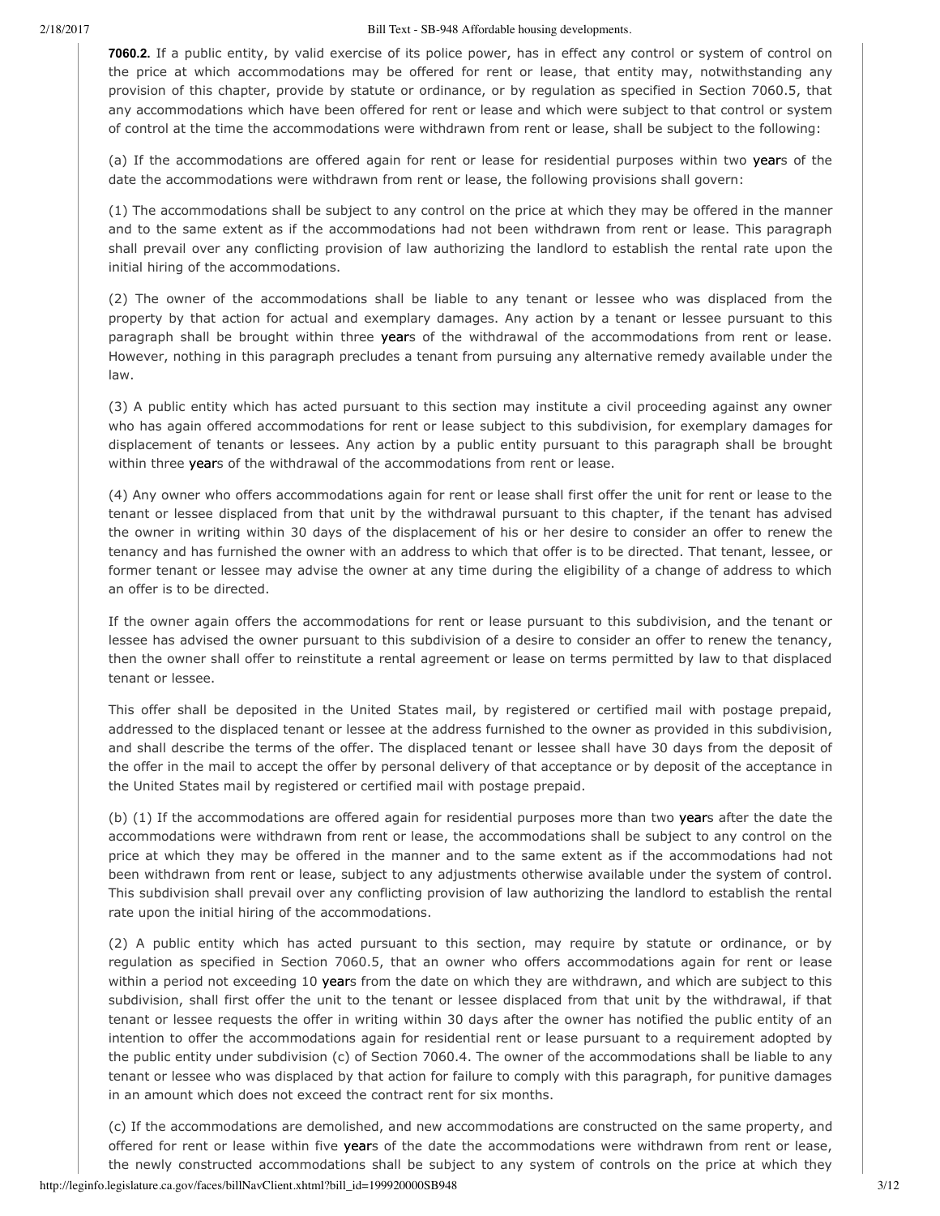**7060.2.** If a public entity, by valid exercise of its police power, has in effect any control or system of control on the price at which accommodations may be offered for rent or lease, that entity may, notwithstanding any provision of this chapter, provide by statute or ordinance, or by regulation as specified in Section 7060.5, that any accommodations which have been offered for rent or lease and which were subject to that control or system of control at the time the accommodations were withdrawn from rent or lease, shall be subject to the following:

(a) If the accommodations are offered again for rent or lease for residential purposes within two years of the date the accommodations were withdrawn from rent or lease, the following provisions shall govern:

(1) The accommodations shall be subject to any control on the price at which they may be offered in the manner and to the same extent as if the accommodations had not been withdrawn from rent or lease. This paragraph shall prevail over any conflicting provision of law authorizing the landlord to establish the rental rate upon the initial hiring of the accommodations.

(2) The owner of the accommodations shall be liable to any tenant or lessee who was displaced from the property by that action for actual and exemplary damages. Any action by a tenant or lessee pursuant to this paragraph shall be brought within three years of the withdrawal of the accommodations from rent or lease. However, nothing in this paragraph precludes a tenant from pursuing any alternative remedy available under the law.

(3) A public entity which has acted pursuant to this section may institute a civil proceeding against any owner who has again offered accommodations for rent or lease subject to this subdivision, for exemplary damages for displacement of tenants or lessees. Any action by a public entity pursuant to this paragraph shall be brought within three years of the withdrawal of the accommodations from rent or lease.

(4) Any owner who offers accommodations again for rent or lease shall first offer the unit for rent or lease to the tenant or lessee displaced from that unit by the withdrawal pursuant to this chapter, if the tenant has advised the owner in writing within 30 days of the displacement of his or her desire to consider an offer to renew the tenancy and has furnished the owner with an address to which that offer is to be directed. That tenant, lessee, or former tenant or lessee may advise the owner at any time during the eligibility of a change of address to which an offer is to be directed.

If the owner again offers the accommodations for rent or lease pursuant to this subdivision, and the tenant or lessee has advised the owner pursuant to this subdivision of a desire to consider an offer to renew the tenancy, then the owner shall offer to reinstitute a rental agreement or lease on terms permitted by law to that displaced tenant or lessee.

This offer shall be deposited in the United States mail, by registered or certified mail with postage prepaid, addressed to the displaced tenant or lessee at the address furnished to the owner as provided in this subdivision, and shall describe the terms of the offer. The displaced tenant or lessee shall have 30 days from the deposit of the offer in the mail to accept the offer by personal delivery of that acceptance or by deposit of the acceptance in the United States mail by registered or certified mail with postage prepaid.

(b) (1) If the accommodations are offered again for residential purposes more than two years after the date the accommodations were withdrawn from rent or lease, the accommodations shall be subject to any control on the price at which they may be offered in the manner and to the same extent as if the accommodations had not been withdrawn from rent or lease, subject to any adjustments otherwise available under the system of control. This subdivision shall prevail over any conflicting provision of law authorizing the landlord to establish the rental rate upon the initial hiring of the accommodations.

(2) A public entity which has acted pursuant to this section, may require by statute or ordinance, or by regulation as specified in Section 7060.5, that an owner who offers accommodations again for rent or lease within a period not exceeding 10 years from the date on which they are withdrawn, and which are subject to this subdivision, shall first offer the unit to the tenant or lessee displaced from that unit by the withdrawal, if that tenant or lessee requests the offer in writing within 30 days after the owner has notified the public entity of an intention to offer the accommodations again for residential rent or lease pursuant to a requirement adopted by the public entity under subdivision (c) of Section 7060.4. The owner of the accommodations shall be liable to any tenant or lessee who was displaced by that action for failure to comply with this paragraph, for punitive damages in an amount which does not exceed the contract rent for six months.

(c) If the accommodations are demolished, and new accommodations are constructed on the same property, and offered for rent or lease within five years of the date the accommodations were withdrawn from rent or lease, the newly constructed accommodations shall be subject to any system of controls on the price at which they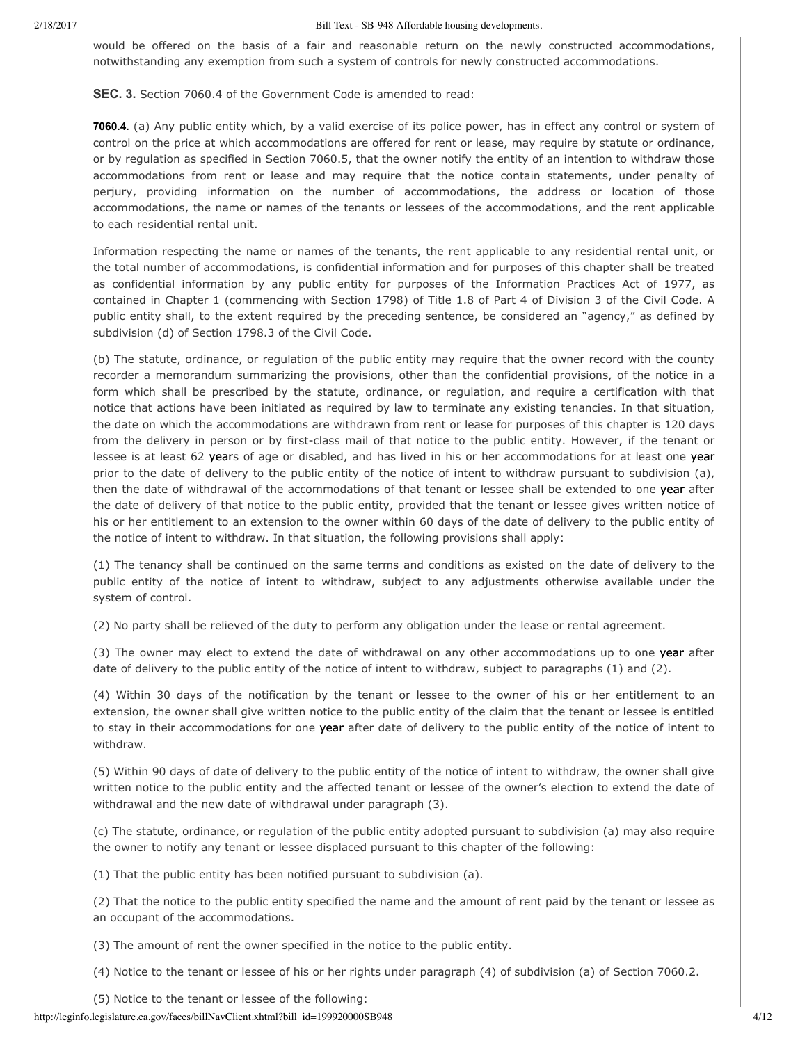would be offered on the basis of a fair and reasonable return on the newly constructed accommodations, notwithstanding any exemption from such a system of controls for newly constructed accommodations.

**SEC. 3.** Section 7060.4 of the Government Code is amended to read:

**7060.4.** (a) Any public entity which, by a valid exercise of its police power, has in effect any control or system of control on the price at which accommodations are offered for rent or lease, may require by statute or ordinance, or by regulation as specified in Section 7060.5, that the owner notify the entity of an intention to withdraw those accommodations from rent or lease and may require that the notice contain statements, under penalty of perjury, providing information on the number of accommodations, the address or location of those accommodations, the name or names of the tenants or lessees of the accommodations, and the rent applicable to each residential rental unit.

Information respecting the name or names of the tenants, the rent applicable to any residential rental unit, or the total number of accommodations, is confidential information and for purposes of this chapter shall be treated as confidential information by any public entity for purposes of the Information Practices Act of 1977, as contained in Chapter 1 (commencing with Section 1798) of Title 1.8 of Part 4 of Division 3 of the Civil Code. A public entity shall, to the extent required by the preceding sentence, be considered an "agency," as defined by subdivision (d) of Section 1798.3 of the Civil Code.

(b) The statute, ordinance, or regulation of the public entity may require that the owner record with the county recorder a memorandum summarizing the provisions, other than the confidential provisions, of the notice in a form which shall be prescribed by the statute, ordinance, or regulation, and require a certification with that notice that actions have been initiated as required by law to terminate any existing tenancies. In that situation, the date on which the accommodations are withdrawn from rent or lease for purposes of this chapter is 120 days from the delivery in person or by first-class mail of that notice to the public entity. However, if the tenant or lessee is at least 62 years of age or disabled, and has lived in his or her accommodations for at least one year prior to the date of delivery to the public entity of the notice of intent to withdraw pursuant to subdivision (a), then the date of withdrawal of the accommodations of that tenant or lessee shall be extended to one year after the date of delivery of that notice to the public entity, provided that the tenant or lessee gives written notice of his or her entitlement to an extension to the owner within 60 days of the date of delivery to the public entity of the notice of intent to withdraw. In that situation, the following provisions shall apply:

(1) The tenancy shall be continued on the same terms and conditions as existed on the date of delivery to the public entity of the notice of intent to withdraw, subject to any adjustments otherwise available under the system of control.

(2) No party shall be relieved of the duty to perform any obligation under the lease or rental agreement.

(3) The owner may elect to extend the date of withdrawal on any other accommodations up to one year after date of delivery to the public entity of the notice of intent to withdraw, subject to paragraphs (1) and (2).

(4) Within 30 days of the notification by the tenant or lessee to the owner of his or her entitlement to an extension, the owner shall give written notice to the public entity of the claim that the tenant or lessee is entitled to stay in their accommodations for one year after date of delivery to the public entity of the notice of intent to withdraw.

(5) Within 90 days of date of delivery to the public entity of the notice of intent to withdraw, the owner shall give written notice to the public entity and the affected tenant or lessee of the owner's election to extend the date of withdrawal and the new date of withdrawal under paragraph (3).

(c) The statute, ordinance, or regulation of the public entity adopted pursuant to subdivision (a) may also require the owner to notify any tenant or lessee displaced pursuant to this chapter of the following:

(1) That the public entity has been notified pursuant to subdivision (a).

(2) That the notice to the public entity specified the name and the amount of rent paid by the tenant or lessee as an occupant of the accommodations.

(3) The amount of rent the owner specified in the notice to the public entity.

(4) Notice to the tenant or lessee of his or her rights under paragraph (4) of subdivision (a) of Section 7060.2.

(5) Notice to the tenant or lessee of the following: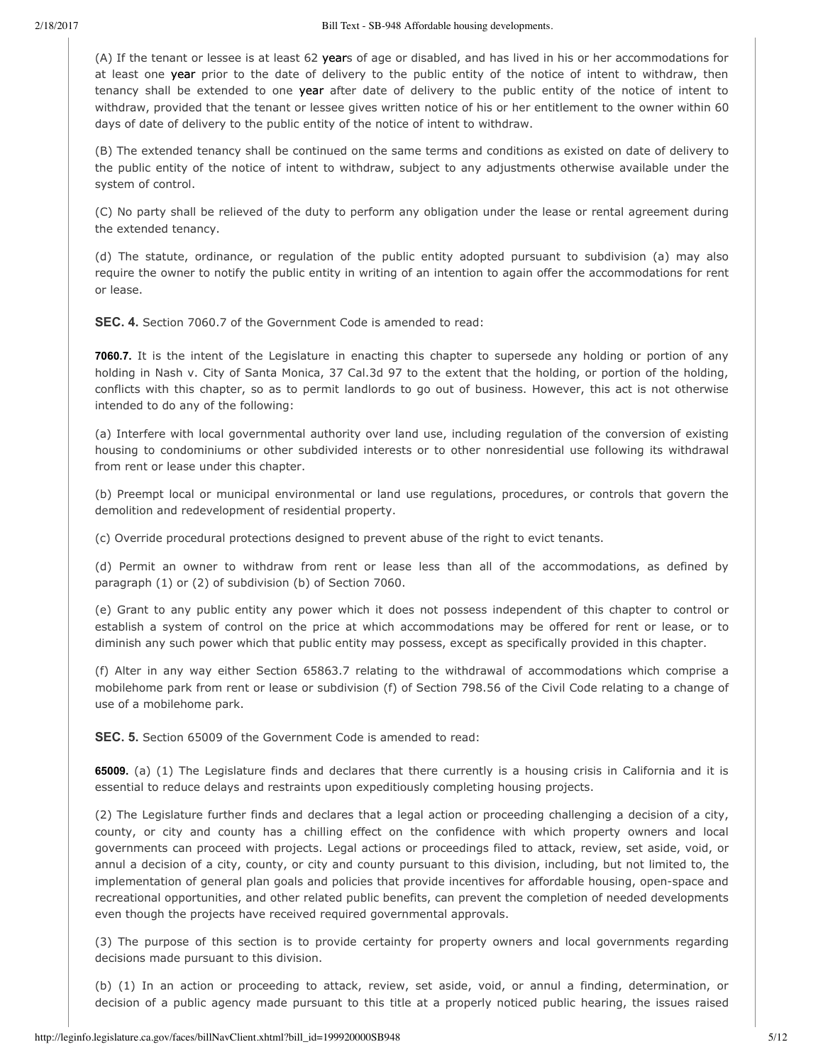(A) If the tenant or lessee is at least 62 years of age or disabled, and has lived in his or her accommodations for at least one year prior to the date of delivery to the public entity of the notice of intent to withdraw, then tenancy shall be extended to one year after date of delivery to the public entity of the notice of intent to withdraw, provided that the tenant or lessee gives written notice of his or her entitlement to the owner within 60 days of date of delivery to the public entity of the notice of intent to withdraw.

(B) The extended tenancy shall be continued on the same terms and conditions as existed on date of delivery to the public entity of the notice of intent to withdraw, subject to any adjustments otherwise available under the system of control.

(C) No party shall be relieved of the duty to perform any obligation under the lease or rental agreement during the extended tenancy.

(d) The statute, ordinance, or regulation of the public entity adopted pursuant to subdivision (a) may also require the owner to notify the public entity in writing of an intention to again offer the accommodations for rent or lease.

**SEC. 4.** Section 7060.7 of the Government Code is amended to read:

**7060.7.** It is the intent of the Legislature in enacting this chapter to supersede any holding or portion of any holding in Nash v. City of Santa Monica, 37 Cal.3d 97 to the extent that the holding, or portion of the holding, conflicts with this chapter, so as to permit landlords to go out of business. However, this act is not otherwise intended to do any of the following:

(a) Interfere with local governmental authority over land use, including regulation of the conversion of existing housing to condominiums or other subdivided interests or to other nonresidential use following its withdrawal from rent or lease under this chapter.

(b) Preempt local or municipal environmental or land use regulations, procedures, or controls that govern the demolition and redevelopment of residential property.

(c) Override procedural protections designed to prevent abuse of the right to evict tenants.

(d) Permit an owner to withdraw from rent or lease less than all of the accommodations, as defined by paragraph (1) or (2) of subdivision (b) of Section 7060.

(e) Grant to any public entity any power which it does not possess independent of this chapter to control or establish a system of control on the price at which accommodations may be offered for rent or lease, or to diminish any such power which that public entity may possess, except as specifically provided in this chapter.

(f) Alter in any way either Section 65863.7 relating to the withdrawal of accommodations which comprise a mobilehome park from rent or lease or subdivision (f) of Section 798.56 of the Civil Code relating to a change of use of a mobilehome park.

**SEC. 5.** Section 65009 of the Government Code is amended to read:

**65009.** (a) (1) The Legislature finds and declares that there currently is a housing crisis in California and it is essential to reduce delays and restraints upon expeditiously completing housing projects.

(2) The Legislature further finds and declares that a legal action or proceeding challenging a decision of a city, county, or city and county has a chilling effect on the confidence with which property owners and local governments can proceed with projects. Legal actions or proceedings filed to attack, review, set aside, void, or annul a decision of a city, county, or city and county pursuant to this division, including, but not limited to, the implementation of general plan goals and policies that provide incentives for affordable housing, open-space and recreational opportunities, and other related public benefits, can prevent the completion of needed developments even though the projects have received required governmental approvals.

(3) The purpose of this section is to provide certainty for property owners and local governments regarding decisions made pursuant to this division.

(b) (1) In an action or proceeding to attack, review, set aside, void, or annul a finding, determination, or decision of a public agency made pursuant to this title at a properly noticed public hearing, the issues raised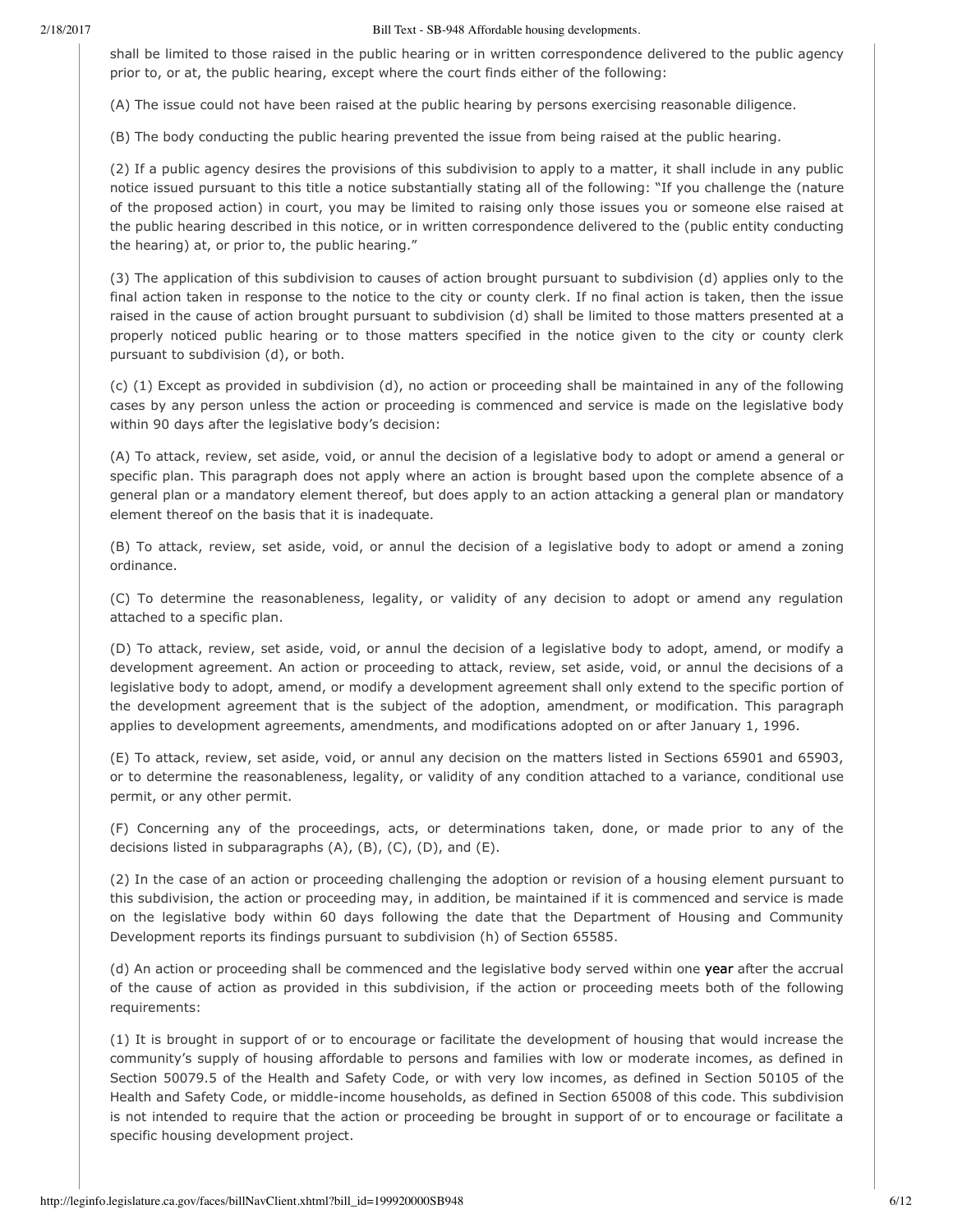shall be limited to those raised in the public hearing or in written correspondence delivered to the public agency prior to, or at, the public hearing, except where the court finds either of the following:

(A) The issue could not have been raised at the public hearing by persons exercising reasonable diligence.

(B) The body conducting the public hearing prevented the issue from being raised at the public hearing.

(2) If a public agency desires the provisions of this subdivision to apply to a matter, it shall include in any public notice issued pursuant to this title a notice substantially stating all of the following: "If you challenge the (nature of the proposed action) in court, you may be limited to raising only those issues you or someone else raised at the public hearing described in this notice, or in written correspondence delivered to the (public entity conducting the hearing) at, or prior to, the public hearing."

(3) The application of this subdivision to causes of action brought pursuant to subdivision (d) applies only to the final action taken in response to the notice to the city or county clerk. If no final action is taken, then the issue raised in the cause of action brought pursuant to subdivision (d) shall be limited to those matters presented at a properly noticed public hearing or to those matters specified in the notice given to the city or county clerk pursuant to subdivision (d), or both.

(c) (1) Except as provided in subdivision (d), no action or proceeding shall be maintained in any of the following cases by any person unless the action or proceeding is commenced and service is made on the legislative body within 90 days after the legislative body's decision:

(A) To attack, review, set aside, void, or annul the decision of a legislative body to adopt or amend a general or specific plan. This paragraph does not apply where an action is brought based upon the complete absence of a general plan or a mandatory element thereof, but does apply to an action attacking a general plan or mandatory element thereof on the basis that it is inadequate.

(B) To attack, review, set aside, void, or annul the decision of a legislative body to adopt or amend a zoning ordinance.

(C) To determine the reasonableness, legality, or validity of any decision to adopt or amend any regulation attached to a specific plan.

(D) To attack, review, set aside, void, or annul the decision of a legislative body to adopt, amend, or modify a development agreement. An action or proceeding to attack, review, set aside, void, or annul the decisions of a legislative body to adopt, amend, or modify a development agreement shall only extend to the specific portion of the development agreement that is the subject of the adoption, amendment, or modification. This paragraph applies to development agreements, amendments, and modifications adopted on or after January 1, 1996.

(E) To attack, review, set aside, void, or annul any decision on the matters listed in Sections 65901 and 65903, or to determine the reasonableness, legality, or validity of any condition attached to a variance, conditional use permit, or any other permit.

(F) Concerning any of the proceedings, acts, or determinations taken, done, or made prior to any of the decisions listed in subparagraphs (A), (B), (C), (D), and (E).

(2) In the case of an action or proceeding challenging the adoption or revision of a housing element pursuant to this subdivision, the action or proceeding may, in addition, be maintained if it is commenced and service is made on the legislative body within 60 days following the date that the Department of Housing and Community Development reports its findings pursuant to subdivision (h) of Section 65585.

(d) An action or proceeding shall be commenced and the legislative body served within one year after the accrual of the cause of action as provided in this subdivision, if the action or proceeding meets both of the following requirements:

(1) It is brought in support of or to encourage or facilitate the development of housing that would increase the community's supply of housing affordable to persons and families with low or moderate incomes, as defined in Section 50079.5 of the Health and Safety Code, or with very low incomes, as defined in Section 50105 of the Health and Safety Code, or middle-income households, as defined in Section 65008 of this code. This subdivision is not intended to require that the action or proceeding be brought in support of or to encourage or facilitate a specific housing development project.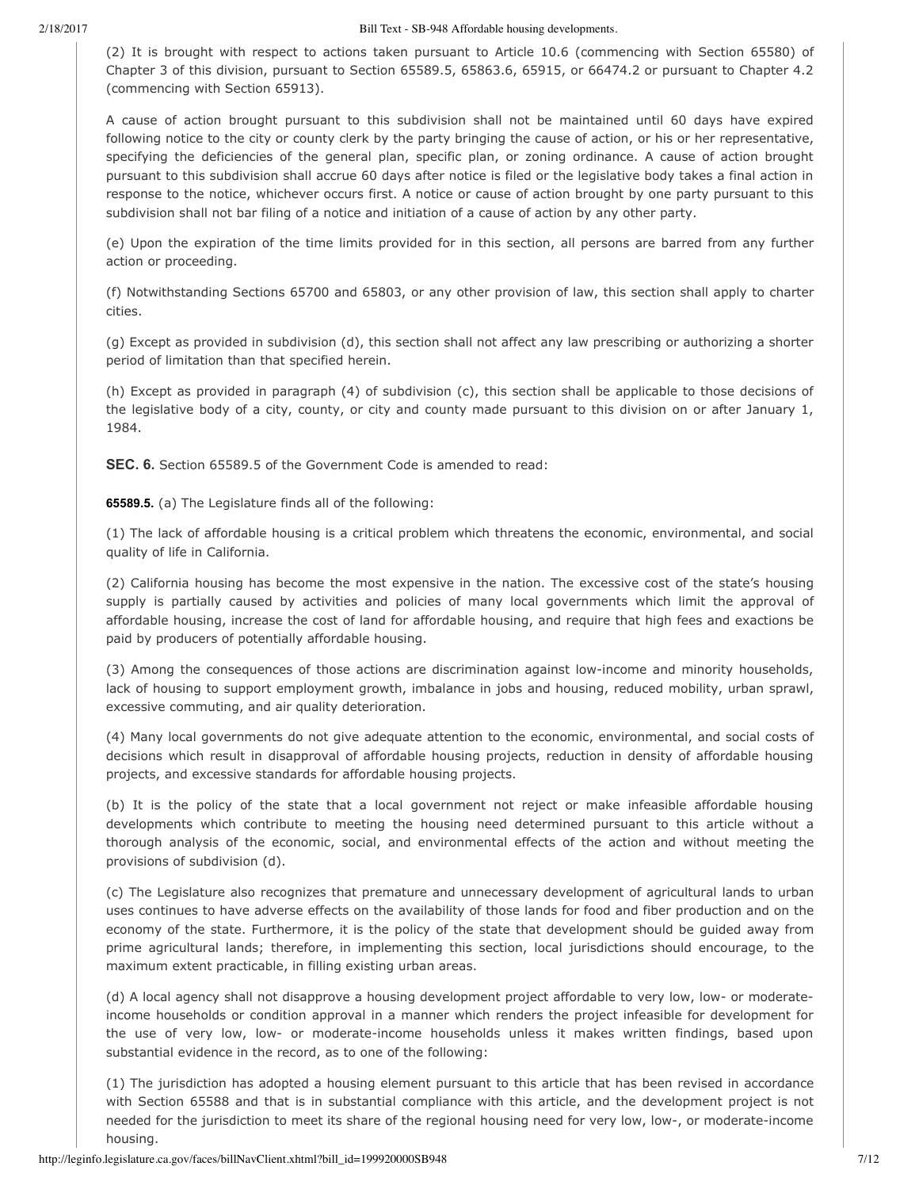(2) It is brought with respect to actions taken pursuant to Article 10.6 (commencing with Section 65580) of Chapter 3 of this division, pursuant to Section 65589.5, 65863.6, 65915, or 66474.2 or pursuant to Chapter 4.2 (commencing with Section 65913).

A cause of action brought pursuant to this subdivision shall not be maintained until 60 days have expired following notice to the city or county clerk by the party bringing the cause of action, or his or her representative, specifying the deficiencies of the general plan, specific plan, or zoning ordinance. A cause of action brought pursuant to this subdivision shall accrue 60 days after notice is filed or the legislative body takes a final action in response to the notice, whichever occurs first. A notice or cause of action brought by one party pursuant to this subdivision shall not bar filing of a notice and initiation of a cause of action by any other party.

(e) Upon the expiration of the time limits provided for in this section, all persons are barred from any further action or proceeding.

(f) Notwithstanding Sections 65700 and 65803, or any other provision of law, this section shall apply to charter cities.

(g) Except as provided in subdivision (d), this section shall not affect any law prescribing or authorizing a shorter period of limitation than that specified herein.

(h) Except as provided in paragraph (4) of subdivision (c), this section shall be applicable to those decisions of the legislative body of a city, county, or city and county made pursuant to this division on or after January 1, 1984.

**SEC. 6.** Section 65589.5 of the Government Code is amended to read:

**65589.5.** (a) The Legislature finds all of the following:

(1) The lack of affordable housing is a critical problem which threatens the economic, environmental, and social quality of life in California.

(2) California housing has become the most expensive in the nation. The excessive cost of the state's housing supply is partially caused by activities and policies of many local governments which limit the approval of affordable housing, increase the cost of land for affordable housing, and require that high fees and exactions be paid by producers of potentially affordable housing.

(3) Among the consequences of those actions are discrimination against low-income and minority households, lack of housing to support employment growth, imbalance in jobs and housing, reduced mobility, urban sprawl, excessive commuting, and air quality deterioration.

(4) Many local governments do not give adequate attention to the economic, environmental, and social costs of decisions which result in disapproval of affordable housing projects, reduction in density of affordable housing projects, and excessive standards for affordable housing projects.

(b) It is the policy of the state that a local government not reject or make infeasible affordable housing developments which contribute to meeting the housing need determined pursuant to this article without a thorough analysis of the economic, social, and environmental effects of the action and without meeting the provisions of subdivision (d).

(c) The Legislature also recognizes that premature and unnecessary development of agricultural lands to urban uses continues to have adverse effects on the availability of those lands for food and fiber production and on the economy of the state. Furthermore, it is the policy of the state that development should be guided away from prime agricultural lands; therefore, in implementing this section, local jurisdictions should encourage, to the maximum extent practicable, in filling existing urban areas.

(d) A local agency shall not disapprove a housing development project affordable to very low, low- or moderate-income households or condition approval in a manner which renders the project infeasible for development for the use of very low, low- or moderate-income households unless it makes written findings, based upon substantial evidence in the record, as to one of the following:

(1) The jurisdiction has adopted a housing element pursuant to this article that has been revised in accordance with Section 65588 and that is in substantial compliance with this article, and the development project is not needed for the jurisdiction to meet its share of the regional housing need for very low, low-, or moderate-income housing.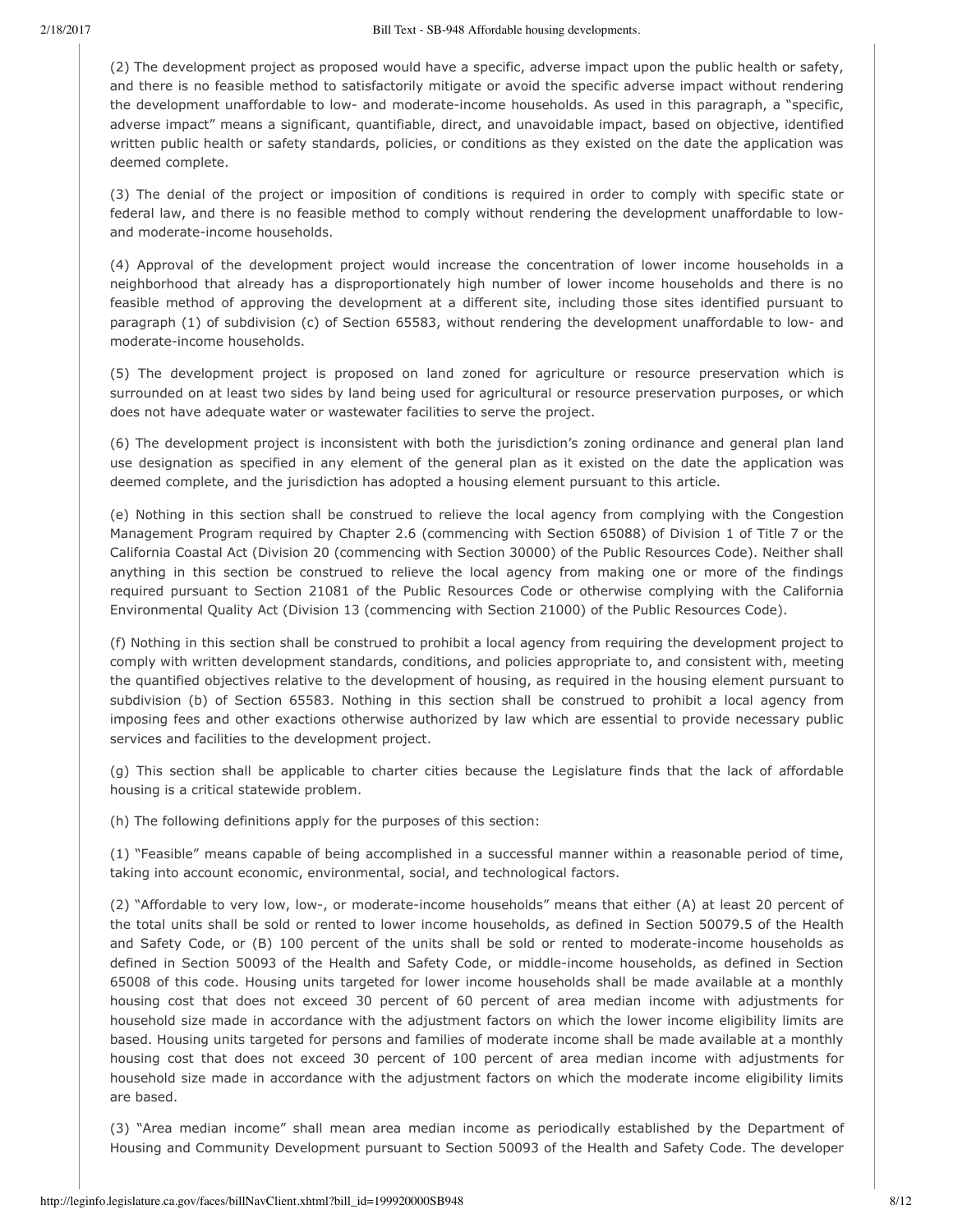(2) The development project as proposed would have a specific, adverse impact upon the public health or safety, and there is no feasible method to satisfactorily mitigate or avoid the specific adverse impact without rendering the development unaffordable to low- and moderate-income households. As used in this paragraph, a "specific, adverse impact" means a significant, quantifiable, direct, and unavoidable impact, based on objective, identified written public health or safety standards, policies, or conditions as they existed on the date the application was deemed complete.

(3) The denial of the project or imposition of conditions is required in order to comply with specific state or federal law, and there is no feasible method to comply without rendering the development unaffordable to low- and moderate-income households.

(4) Approval of the development project would increase the concentration of lower income households in a neighborhood that already has a disproportionately high number of lower income households and there is no feasible method of approving the development at a different site, including those sites identified pursuant to paragraph (1) of subdivision (c) of Section 65583, without rendering the development unaffordable to low- and moderate-income households.

(5) The development project is proposed on land zoned for agriculture or resource preservation which is surrounded on at least two sides by land being used for agricultural or resource preservation purposes, or which does not have adequate water or wastewater facilities to serve the project.

(6) The development project is inconsistent with both the jurisdiction's zoning ordinance and general plan land use designation as specified in any element of the general plan as it existed on the date the application was deemed complete, and the jurisdiction has adopted a housing element pursuant to this article.

(e) Nothing in this section shall be construed to relieve the local agency from complying with the Congestion Management Program required by Chapter 2.6 (commencing with Section 65088) of Division 1 of Title 7 or the California Coastal Act (Division 20 (commencing with Section 30000) of the Public Resources Code). Neither shall anything in this section be construed to relieve the local agency from making one or more of the findings required pursuant to Section 21081 of the Public Resources Code or otherwise complying with the California Environmental Quality Act (Division 13 (commencing with Section 21000) of the Public Resources Code).

(f) Nothing in this section shall be construed to prohibit a local agency from requiring the development project to comply with written development standards, conditions, and policies appropriate to, and consistent with, meeting the quantified objectives relative to the development of housing, as required in the housing element pursuant to subdivision (b) of Section 65583. Nothing in this section shall be construed to prohibit a local agency from imposing fees and other exactions otherwise authorized by law which are essential to provide necessary public services and facilities to the development project.

(g) This section shall be applicable to charter cities because the Legislature finds that the lack of affordable housing is a critical statewide problem.

(h) The following definitions apply for the purposes of this section:

(1) "Feasible" means capable of being accomplished in a successful manner within a reasonable period of time, taking into account economic, environmental, social, and technological factors.

(2) "Affordable to very low, low-, or moderate-income households" means that either (A) at least 20 percent of the total units shall be sold or rented to lower income households, as defined in Section 50079.5 of the Health and Safety Code, or (B) 100 percent of the units shall be sold or rented to moderate-income households as defined in Section 50093 of the Health and Safety Code, or middle-income households, as defined in Section 65008 of this code. Housing units targeted for lower income households shall be made available at a monthly housing cost that does not exceed 30 percent of 60 percent of area median income with adjustments for household size made in accordance with the adjustment factors on which the lower income eligibility limits are based. Housing units targeted for persons and families of moderate income shall be made available at a monthly housing cost that does not exceed 30 percent of 100 percent of area median income with adjustments for household size made in accordance with the adjustment factors on which the moderate income eligibility limits are based.

(3) "Area median income" shall mean area median income as periodically established by the Department of Housing and Community Development pursuant to Section 50093 of the Health and Safety Code. The developer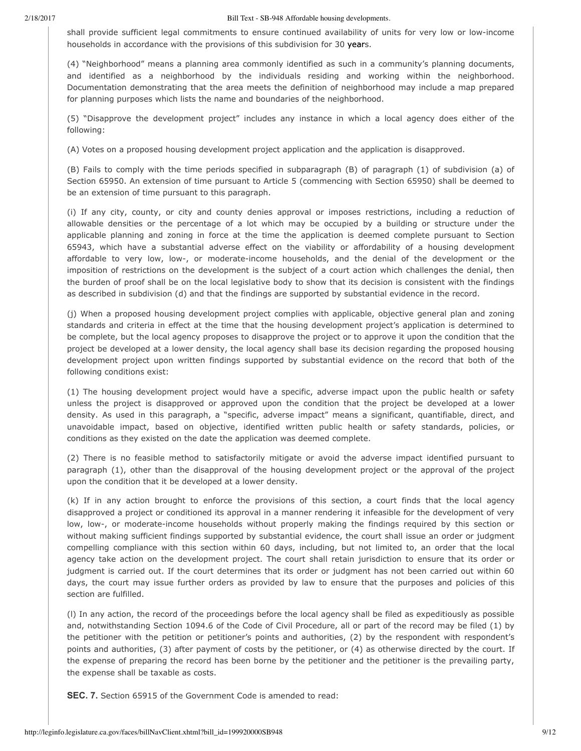shall provide sufficient legal commitments to ensure continued availability of units for very low or low-income households in accordance with the provisions of this subdivision for 30 years.

(4) "Neighborhood" means a planning area commonly identified as such in a community's planning documents, and identified as a neighborhood by the individuals residing and working within the neighborhood. Documentation demonstrating that the area meets the definition of neighborhood may include a map prepared for planning purposes which lists the name and boundaries of the neighborhood.

(5) "Disapprove the development project" includes any instance in which a local agency does either of the following:

(A) Votes on a proposed housing development project application and the application is disapproved.

(B) Fails to comply with the time periods specified in subparagraph (B) of paragraph (1) of subdivision (a) of Section 65950. An extension of time pursuant to Article 5 (commencing with Section 65950) shall be deemed to be an extension of time pursuant to this paragraph.

(i) If any city, county, or city and county denies approval or imposes restrictions, including a reduction of allowable densities or the percentage of a lot which may be occupied by a building or structure under the applicable planning and zoning in force at the time the application is deemed complete pursuant to Section 65943, which have a substantial adverse effect on the viability or affordability of a housing development affordable to very low, low-, or moderate-income households, and the denial of the development or the imposition of restrictions on the development is the subject of a court action which challenges the denial, then the burden of proof shall be on the local legislative body to show that its decision is consistent with the findings as described in subdivision (d) and that the findings are supported by substantial evidence in the record.

(j) When a proposed housing development project complies with applicable, objective general plan and zoning standards and criteria in effect at the time that the housing development project's application is determined to be complete, but the local agency proposes to disapprove the project or to approve it upon the condition that the project be developed at a lower density, the local agency shall base its decision regarding the proposed housing development project upon written findings supported by substantial evidence on the record that both of the following conditions exist:

(1) The housing development project would have a specific, adverse impact upon the public health or safety unless the project is disapproved or approved upon the condition that the project be developed at a lower density. As used in this paragraph, a "specific, adverse impact" means a significant, quantifiable, direct, and unavoidable impact, based on objective, identified written public health or safety standards, policies, or conditions as they existed on the date the application was deemed complete.

(2) There is no feasible method to satisfactorily mitigate or avoid the adverse impact identified pursuant to paragraph (1), other than the disapproval of the housing development project or the approval of the project upon the condition that it be developed at a lower density.

(k) If in any action brought to enforce the provisions of this section, a court finds that the local agency disapproved a project or conditioned its approval in a manner rendering it infeasible for the development of very low, low-, or moderate-income households without properly making the findings required by this section or without making sufficient findings supported by substantial evidence, the court shall issue an order or judgment compelling compliance with this section within 60 days, including, but not limited to, an order that the local agency take action on the development project. The court shall retain jurisdiction to ensure that its order or judgment is carried out. If the court determines that its order or judgment has not been carried out within 60 days, the court may issue further orders as provided by law to ensure that the purposes and policies of this section are fulfilled.

(l) In any action, the record of the proceedings before the local agency shall be filed as expeditiously as possible and, notwithstanding Section 1094.6 of the Code of Civil Procedure, all or part of the record may be filed (1) by the petitioner with the petition or petitioner's points and authorities, (2) by the respondent with respondent's points and authorities, (3) after payment of costs by the petitioner, or (4) as otherwise directed by the court. If the expense of preparing the record has been borne by the petitioner and the petitioner is the prevailing party, the expense shall be taxable as costs.

**SEC. 7.** Section 65915 of the Government Code is amended to read: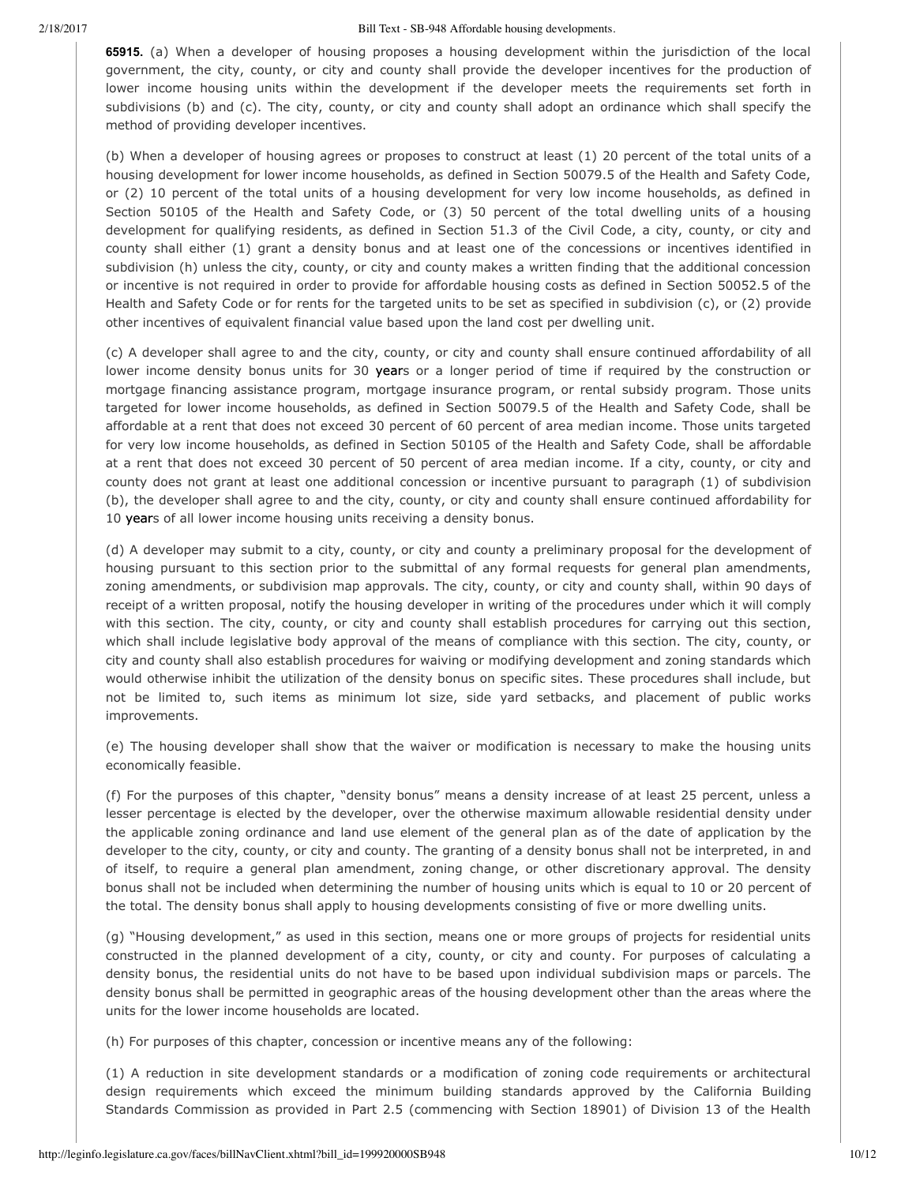**65915.** (a) When a developer of housing proposes a housing development within the jurisdiction of the local government, the city, county, or city and county shall provide the developer incentives for the production of lower income housing units within the development if the developer meets the requirements set forth in subdivisions (b) and (c). The city, county, or city and county shall adopt an ordinance which shall specify the method of providing developer incentives.

(b) When a developer of housing agrees or proposes to construct at least (1) 20 percent of the total units of a housing development for lower income households, as defined in Section 50079.5 of the Health and Safety Code, or (2) 10 percent of the total units of a housing development for very low income households, as defined in Section 50105 of the Health and Safety Code, or (3) 50 percent of the total dwelling units of a housing development for qualifying residents, as defined in Section 51.3 of the Civil Code, a city, county, or city and county shall either (1) grant a density bonus and at least one of the concessions or incentives identified in subdivision (h) unless the city, county, or city and county makes a written finding that the additional concession or incentive is not required in order to provide for affordable housing costs as defined in Section 50052.5 of the Health and Safety Code or for rents for the targeted units to be set as specified in subdivision (c), or (2) provide other incentives of equivalent financial value based upon the land cost per dwelling unit.

(c) A developer shall agree to and the city, county, or city and county shall ensure continued affordability of all lower income density bonus units for 30 years or a longer period of time if required by the construction or mortgage financing assistance program, mortgage insurance program, or rental subsidy program. Those units targeted for lower income households, as defined in Section 50079.5 of the Health and Safety Code, shall be affordable at a rent that does not exceed 30 percent of 60 percent of area median income. Those units targeted for very low income households, as defined in Section 50105 of the Health and Safety Code, shall be affordable at a rent that does not exceed 30 percent of 50 percent of area median income. If a city, county, or city and county does not grant at least one additional concession or incentive pursuant to paragraph (1) of subdivision (b), the developer shall agree to and the city, county, or city and county shall ensure continued affordability for 10 years of all lower income housing units receiving a density bonus.

(d) A developer may submit to a city, county, or city and county a preliminary proposal for the development of housing pursuant to this section prior to the submittal of any formal requests for general plan amendments, zoning amendments, or subdivision map approvals. The city, county, or city and county shall, within 90 days of receipt of a written proposal, notify the housing developer in writing of the procedures under which it will comply with this section. The city, county, or city and county shall establish procedures for carrying out this section, which shall include legislative body approval of the means of compliance with this section. The city, county, or city and county shall also establish procedures for waiving or modifying development and zoning standards which would otherwise inhibit the utilization of the density bonus on specific sites. These procedures shall include, but not be limited to, such items as minimum lot size, side yard setbacks, and placement of public works improvements.

(e) The housing developer shall show that the waiver or modification is necessary to make the housing units economically feasible.

(f) For the purposes of this chapter, "density bonus" means a density increase of at least 25 percent, unless a lesser percentage is elected by the developer, over the otherwise maximum allowable residential density under the applicable zoning ordinance and land use element of the general plan as of the date of application by the developer to the city, county, or city and county. The granting of a density bonus shall not be interpreted, in and of itself, to require a general plan amendment, zoning change, or other discretionary approval. The density bonus shall not be included when determining the number of housing units which is equal to 10 or 20 percent of the total. The density bonus shall apply to housing developments consisting of five or more dwelling units.

(g) "Housing development," as used in this section, means one or more groups of projects for residential units constructed in the planned development of a city, county, or city and county. For purposes of calculating a density bonus, the residential units do not have to be based upon individual subdivision maps or parcels. The density bonus shall be permitted in geographic areas of the housing development other than the areas where the units for the lower income households are located.

(h) For purposes of this chapter, concession or incentive means any of the following:

(1) A reduction in site development standards or a modification of zoning code requirements or architectural design requirements which exceed the minimum building standards approved by the California Building Standards Commission as provided in Part 2.5 (commencing with Section 18901) of Division 13 of the Health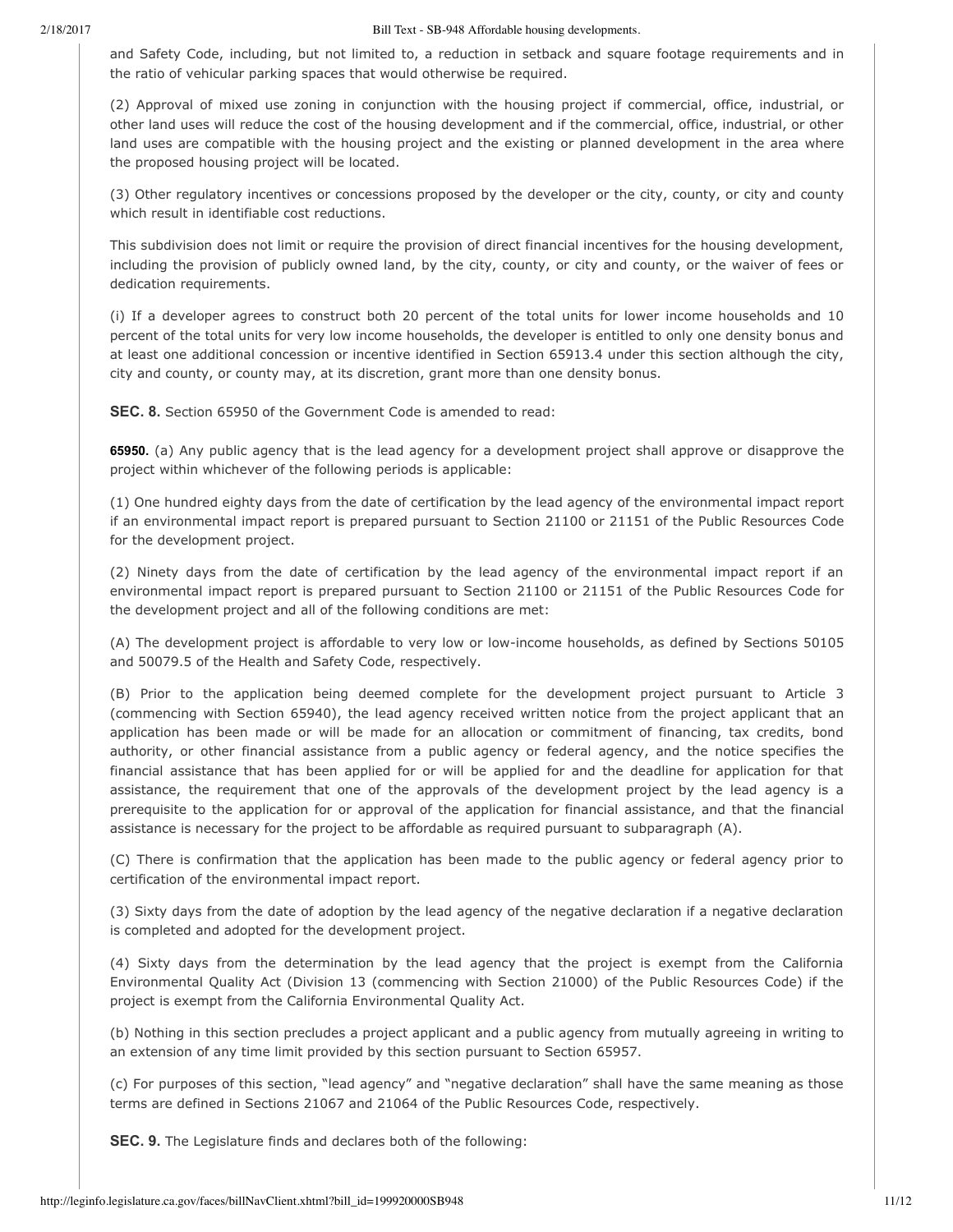and Safety Code, including, but not limited to, a reduction in setback and square footage requirements and in the ratio of vehicular parking spaces that would otherwise be required.

(2) Approval of mixed use zoning in conjunction with the housing project if commercial, office, industrial, or other land uses will reduce the cost of the housing development and if the commercial, office, industrial, or other land uses are compatible with the housing project and the existing or planned development in the area where the proposed housing project will be located.

(3) Other regulatory incentives or concessions proposed by the developer or the city, county, or city and county which result in identifiable cost reductions.

This subdivision does not limit or require the provision of direct financial incentives for the housing development, including the provision of publicly owned land, by the city, county, or city and county, or the waiver of fees or dedication requirements.

(i) If a developer agrees to construct both 20 percent of the total units for lower income households and 10 percent of the total units for very low income households, the developer is entitled to only one density bonus and at least one additional concession or incentive identified in Section 65913.4 under this section although the city, city and county, or county may, at its discretion, grant more than one density bonus.

**SEC. 8.** Section 65950 of the Government Code is amended to read:

**65950.** (a) Any public agency that is the lead agency for a development project shall approve or disapprove the project within whichever of the following periods is applicable:

(1) One hundred eighty days from the date of certification by the lead agency of the environmental impact report if an environmental impact report is prepared pursuant to Section 21100 or 21151 of the Public Resources Code for the development project.

(2) Ninety days from the date of certification by the lead agency of the environmental impact report if an environmental impact report is prepared pursuant to Section 21100 or 21151 of the Public Resources Code for the development project and all of the following conditions are met:

(A) The development project is affordable to very low or low-income households, as defined by Sections 50105 and 50079.5 of the Health and Safety Code, respectively.

(B) Prior to the application being deemed complete for the development project pursuant to Article 3 (commencing with Section 65940), the lead agency received written notice from the project applicant that an application has been made or will be made for an allocation or commitment of financing, tax credits, bond authority, or other financial assistance from a public agency or federal agency, and the notice specifies the financial assistance that has been applied for or will be applied for and the deadline for application for that assistance, the requirement that one of the approvals of the development project by the lead agency is a prerequisite to the application for or approval of the application for financial assistance, and that the financial assistance is necessary for the project to be affordable as required pursuant to subparagraph (A).

(C) There is confirmation that the application has been made to the public agency or federal agency prior to certification of the environmental impact report.

(3) Sixty days from the date of adoption by the lead agency of the negative declaration if a negative declaration is completed and adopted for the development project.

(4) Sixty days from the determination by the lead agency that the project is exempt from the California Environmental Quality Act (Division 13 (commencing with Section 21000) of the Public Resources Code) if the project is exempt from the California Environmental Quality Act.

(b) Nothing in this section precludes a project applicant and a public agency from mutually agreeing in writing to an extension of any time limit provided by this section pursuant to Section 65957.

(c) For purposes of this section, "lead agency" and "negative declaration" shall have the same meaning as those terms are defined in Sections 21067 and 21064 of the Public Resources Code, respectively.

**SEC. 9.** The Legislature finds and declares both of the following: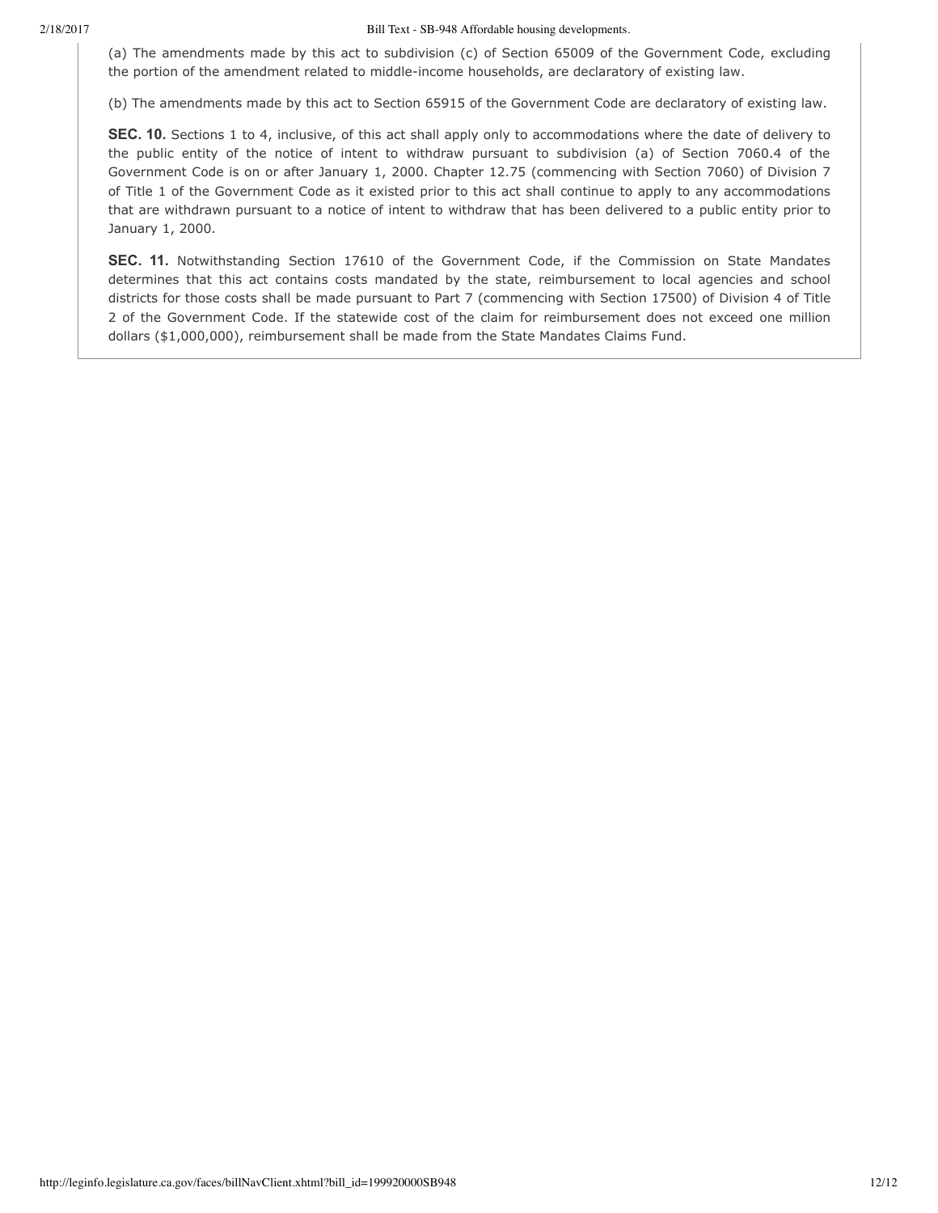(a) The amendments made by this act to subdivision (c) of Section 65009 of the Government Code, excluding the portion of the amendment related to middle-income households, are declaratory of existing law.

(b) The amendments made by this act to Section 65915 of the Government Code are declaratory of existing law.

**SEC. 10.** Sections 1 to 4, inclusive, of this act shall apply only to accommodations where the date of delivery to the public entity of the notice of intent to withdraw pursuant to subdivision (a) of Section 7060.4 of the Government Code is on or after January 1, 2000. Chapter 12.75 (commencing with Section 7060) of Division 7 of Title 1 of the Government Code as it existed prior to this act shall continue to apply to any accommodations that are withdrawn pursuant to a notice of intent to withdraw that has been delivered to a public entity prior to January 1, 2000.

**SEC. 11.** Notwithstanding Section 17610 of the Government Code, if the Commission on State Mandates determines that this act contains costs mandated by the state, reimbursement to local agencies and school districts for those costs shall be made pursuant to Part 7 (commencing with Section 17500) of Division 4 of Title 2 of the Government Code. If the statewide cost of the claim for reimbursement does not exceed one million dollars ($1,000,000), reimbursement shall be made from the State Mandates Claims Fund.